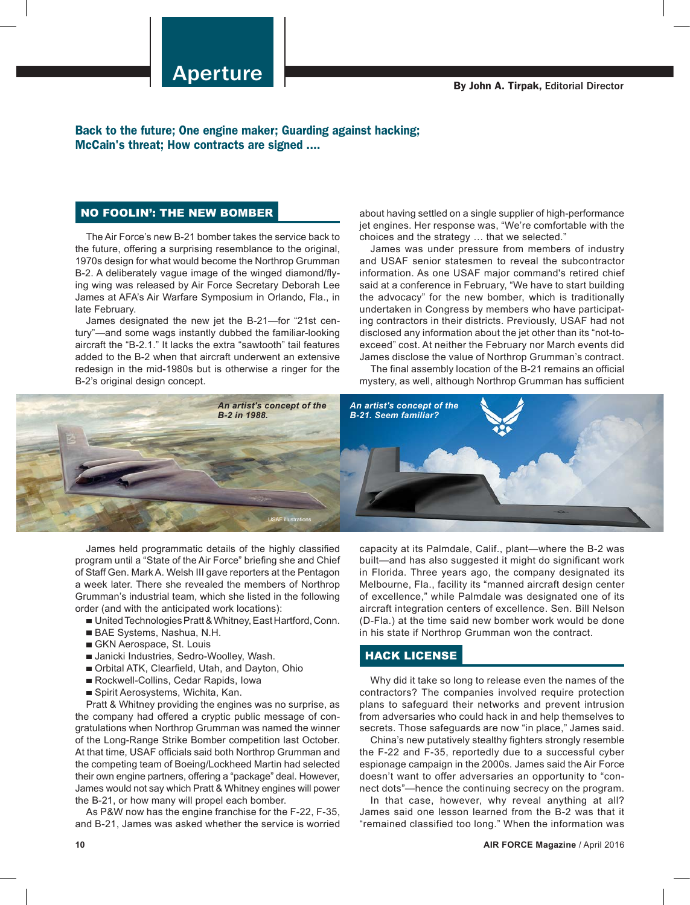# Aperture

**By John A. Tirpak,** Editorial Director

**Back to the future; One engine maker; Guarding against hacking; McCain's threat; How contracts are signed ....**

## NO FOOLIN': THE NEW BOMBER

The Air Force's new B-21 bomber takes the service back to the future, offering a surprising resemblance to the original, 1970s design for what would become the Northrop Grumman B-2. A deliberately vague image of the winged diamond/flying wing was released by Air Force Secretary Deborah Lee James at AFA's Air Warfare Symposium in Orlando, Fla., in late February.

James designated the new jet the B-21—for "21st century"—and some wags instantly dubbed the familiar-looking aircraft the "B-2.1." It lacks the extra "sawtooth" tail features added to the B-2 when that aircraft underwent an extensive redesign in the mid-1980s but is otherwise a ringer for the B-2's original design concept.

*An artist's concept of the B-2 in 1988.*

*An artist's concept of the B-21. Seem familiar?*

USAF illustrations

James held programmatic details of the highly classified program until a "State of the Air Force" briefing she and Chief of Staff Gen. Mark A. Welsh III gave reporters at the Pentagon a week later. There she revealed the members of Northrop Grumman's industrial team, which she listed in the following order (and with the anticipated work locations):

- United Technologies Pratt & Whitney, East Hartford, Conn.
- BAE Systems, Nashua, N.H.
- GKN Aerospace, St. Louis
- Janicki Industries, Sedro-Woolley, Wash.
- Orbital ATK, Clearfield, Utah, and Dayton, Ohio
- Rockwell-Collins, Cedar Rapids, Iowa
- Spirit Aerosystems, Wichita, Kan.

Pratt & Whitney providing the engines was no surprise, as the company had offered a cryptic public message of congratulations when Northrop Grumman was named the winner of the Long-Range Strike Bomber competition last October. At that time, USAF officials said both Northrop Grumman and the competing team of Boeing/Lockheed Martin had selected their own engine partners, offering a "package" deal. However, James would not say which Pratt & Whitney engines will power the B-21, or how many will propel each bomber.

As P&W now has the engine franchise for the F-22, F-35, and B-21, James was asked whether the service is worried about having settled on a single supplier of high-performance jet engines. Her response was, "We're comfortable with the choices and the strategy … that we selected."

James was under pressure from members of industry and USAF senior statesmen to reveal the subcontractor information. As one USAF major command's retired chief said at a conference in February, "We have to start building the advocacy" for the new bomber, which is traditionally undertaken in Congress by members who have participating contractors in their districts. Previously, USAF had not disclosed any information about the jet other than its "not-to-exceed" cost. At neither the February nor March events did James disclose the value of Northrop Grumman's contract.

The final assembly location of the B-21 remains an official mystery, as well, although Northrop Grumman has sufficient capacity at its Palmdale, Calif., plant—where the B-2 was built—and has also suggested it might do significant work in Florida. Three years ago, the company designated its Melbourne, Fla., facility its "manned aircraft design center of excellence," while Palmdale was designated one of its aircraft integration centers of excellence. Sen. Bill Nelson (D-Fla.) at the time said new bomber work would be done in his state if Northrop Grumman won the contract.

## HACK LICENSE

Why did it take so long to release even the names of the contractors? The companies involved require protection plans to safeguard their networks and prevent intrusion from adversaries who could hack in and help themselves to secrets. Those safeguards are now "in place," James said.

China's new putatively stealthy fighters strongly resemble the F-22 and F-35, reportedly due to a successful cyber espionage campaign in the 2000s. James said the Air Force doesn't want to offer adversaries an opportunity to "connect dots"—hence the continuing secrecy on the program.

In that case, however, why reveal anything at all? James said one lesson learned from the B-2 was that it "remained classified too long." When the information was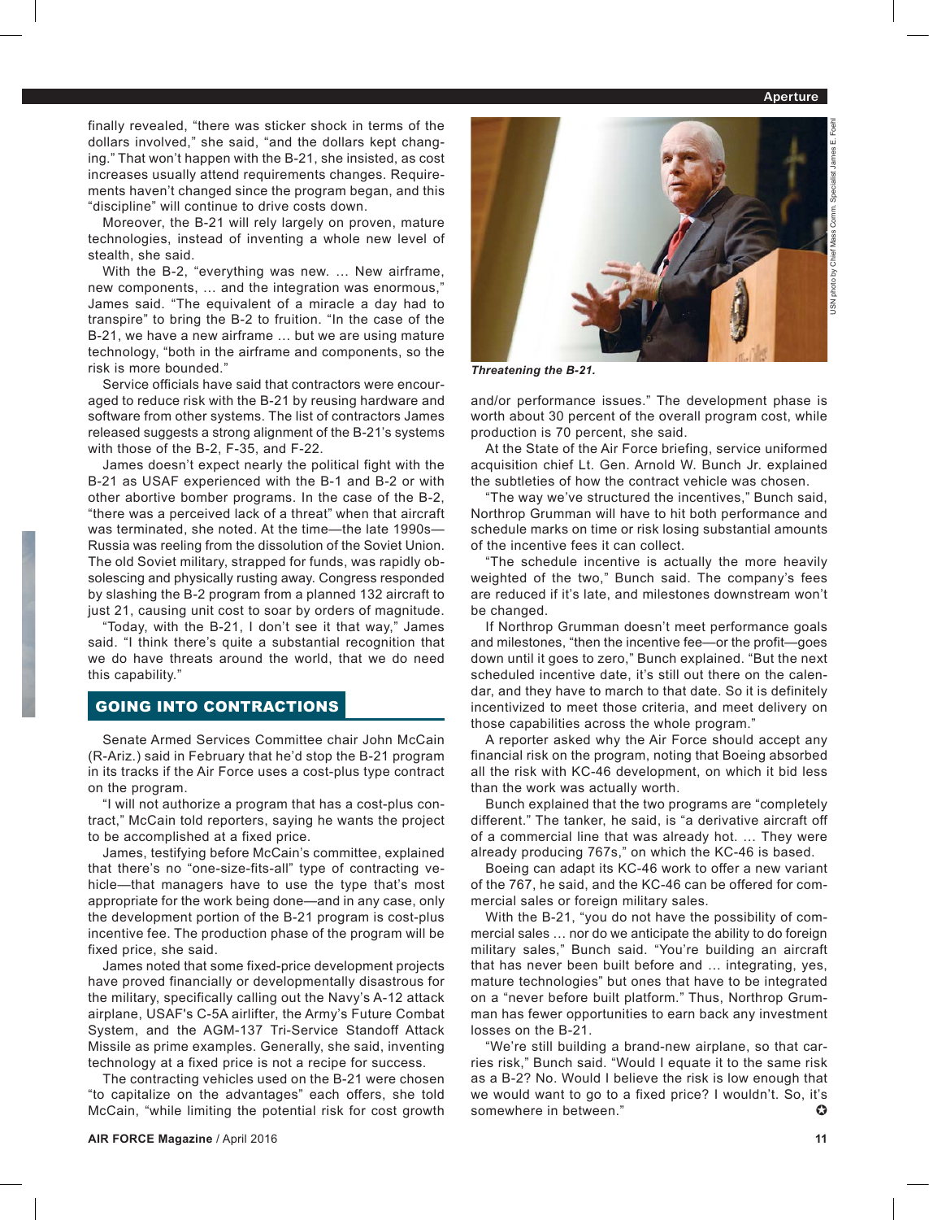finally revealed, "there was sticker shock in terms of the dollars involved," she said, "and the dollars kept changing." That won't happen with the B-21, she insisted, as cost increases usually attend requirements changes. Requirements haven't changed since the program began, and this "discipline" will continue to drive costs down.

Moreover, the B-21 will rely largely on proven, mature technologies, instead of inventing a whole new level of stealth, she said.

With the B-2, "everything was new. ... New airframe, new components, ... and the integration was enormous," James said. "The equivalent of a miracle a day had to transpire" to bring the B-2 to fruition. "In the case of the B-21, we have a new airframe ... but we are using mature technology, "both in the airframe and components, so the risk is more bounded."

Service officials have said that contractors were encouraged to reduce risk with the B-21 by reusing hardware and software from other systems. The list of contractors James released suggests a strong alignment of the B-21's systems with those of the B-2, F-35, and F-22.

James doesn't expect nearly the political fight with the B-21 as USAF experienced with the B-1 and B-2 or with other abortive bomber programs. In the case of the B-2, "there was a perceived lack of a threat" when that aircraft was terminated, she noted. At the time—the late 1990s—Russia was reeling from the dissolution of the Soviet Union. The old Soviet military, strapped for funds, was rapidly obsolescing and physically rusting away. Congress responded by slashing the B-2 program from a planned 132 aircraft to just 21, causing unit cost to soar by orders of magnitude.

"Today, with the B-21, I don't see it that way," James said. "I think there's quite a substantial recognition that we do have threats around the world, that we do need this capability."

## GOING INTO CONTRACTIONS

Senate Armed Services Committee chair John McCain (R-Ariz.) said in February that he'd stop the B-21 program in its tracks if the Air Force uses a cost-plus type contract on the program.

"I will not authorize a program that has a cost-plus contract," McCain told reporters, saying he wants the project to be accomplished at a fixed price.

James, testifying before McCain's committee, explained that there's no "one-size-fits-all" type of contracting vehicle—that managers have to use the type that's most appropriate for the work being done—and in any case, only the development portion of the B-21 program is cost-plus incentive fee. The production phase of the program will be fixed price, she said.

James noted that some fixed-price development projects have proved financially or developmentally disastrous for the military, specifically calling out the Navy's A-12 attack airplane, USAF's C-5A airlifter, the Army's Future Combat System, and the AGM-137 Tri-Service Standoff Attack Missile as prime examples. Generally, she said, inventing technology at a fixed price is not a recipe for success.

The contracting vehicles used on the B-21 were chosen "to capitalize on the advantages" each offers, she told McCain, "while limiting the potential risk for cost growth and/or performance issues." The development phase is worth about 30 percent of the overall program cost, while production is 70 percent, she said.

*Threatening the B-21.*

USN photo by Chief Mass Comm. Specialist James E. Foehl

At the State of the Air Force briefing, service uniformed acquisition chief Lt. Gen. Arnold W. Bunch Jr. explained the subtleties of how the contract vehicle was chosen.

"The way we've structured the incentives," Bunch said, Northrop Grumman will have to hit both performance and schedule marks on time or risk losing substantial amounts of the incentive fees it can collect.

"The schedule incentive is actually the more heavily weighted of the two," Bunch said. The company's fees are reduced if it's late, and milestones downstream won't be changed.

If Northrop Grumman doesn't meet performance goals and milestones, "then the incentive fee—or the profit—goes down until it goes to zero," Bunch explained. "But the next scheduled incentive date, it's still out there on the calendar, and they have to march to that date. So it is definitely incentivized to meet those criteria, and meet delivery on those capabilities across the whole program."

A reporter asked why the Air Force should accept any financial risk on the program, noting that Boeing absorbed all the risk with KC-46 development, on which it bid less than the work was actually worth.

Bunch explained that the two programs are "completely different." The tanker, he said, is "a derivative aircraft off of a commercial line that was already hot. ... They were already producing 767s," on which the KC-46 is based.

Boeing can adapt its KC-46 work to offer a new variant of the 767, he said, and the KC-46 can be offered for commercial sales or foreign military sales.

With the B-21, "you do not have the possibility of commercial sales ... nor do we anticipate the ability to do foreign military sales," Bunch said. "You're building an aircraft that has never been built before and ... integrating, yes, mature technologies" but ones that have to be integrated on a "never before built platform." Thus, Northrop Grumman has fewer opportunities to earn back any investment losses on the B-21.

"We're still building a brand-new airplane, so that carries risk," Bunch said. "Would I equate it to the same risk as a B-2? No. Would I believe the risk is low enough that we would want to go to a fixed price? I wouldn't. So, it's somewhere in between." ✪